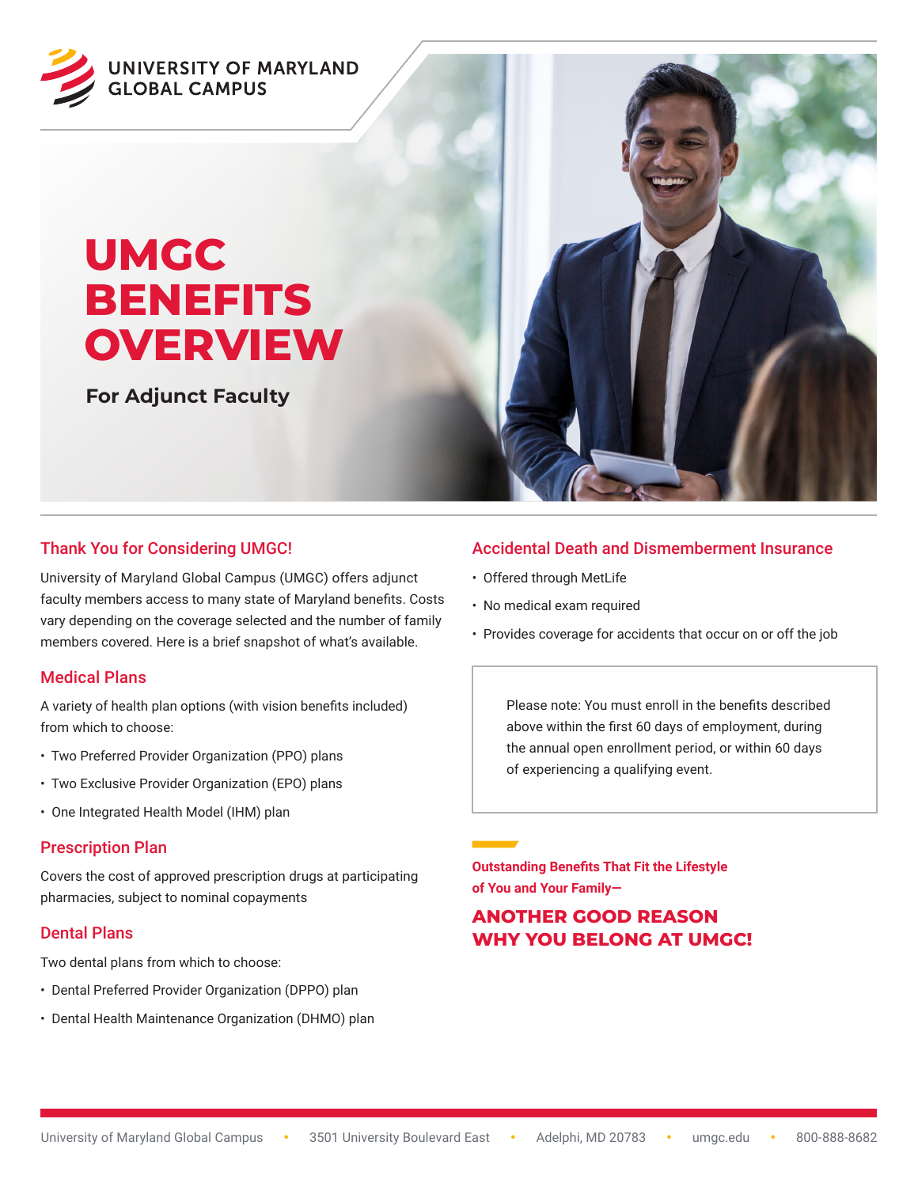UNIVERSITY OF MARYLAND GLOBAL CAMPUS

# UMGC BENEFITS OVERVIEW

**For Adjunct Faculty**

## Thank You for Considering UMGC!

University of Maryland Global Campus (UMGC) offers adjunct faculty members access to many state of Maryland benefits. Costs vary depending on the coverage selected and the number of family members covered. Here is a brief snapshot of what's available.

## Medical Plans

A variety of health plan options (with vision benefits included) from which to choose:

- Two Preferred Provider Organization (PPO) plans
- Two Exclusive Provider Organization (EPO) plans
- One Integrated Health Model (IHM) plan

## Prescription Plan

Covers the cost of approved prescription drugs at participating pharmacies, subject to nominal copayments

## Dental Plans

Two dental plans from which to choose:

- Dental Preferred Provider Organization (DPPO) plan
- Dental Health Maintenance Organization (DHMO) plan

## Accidental Death and Dismemberment Insurance

- Offered through MetLife
- No medical exam required
- Provides coverage for accidents that occur on or off the job

Please note: You must enroll in the benefits described above within the first 60 days of employment, during the annual open enrollment period, or within 60 days of experiencing a qualifying event.

**Outstanding Benefits That Fit the Lifestyle of You and Your Family—**

**ANOTHER GOOD REASON WHY YOU BELONG AT UMGC!**

University of Maryland Global Campus • 3501 University Boulevard East • Adelphi, MD 20783 • umgc.edu • 800-888-8682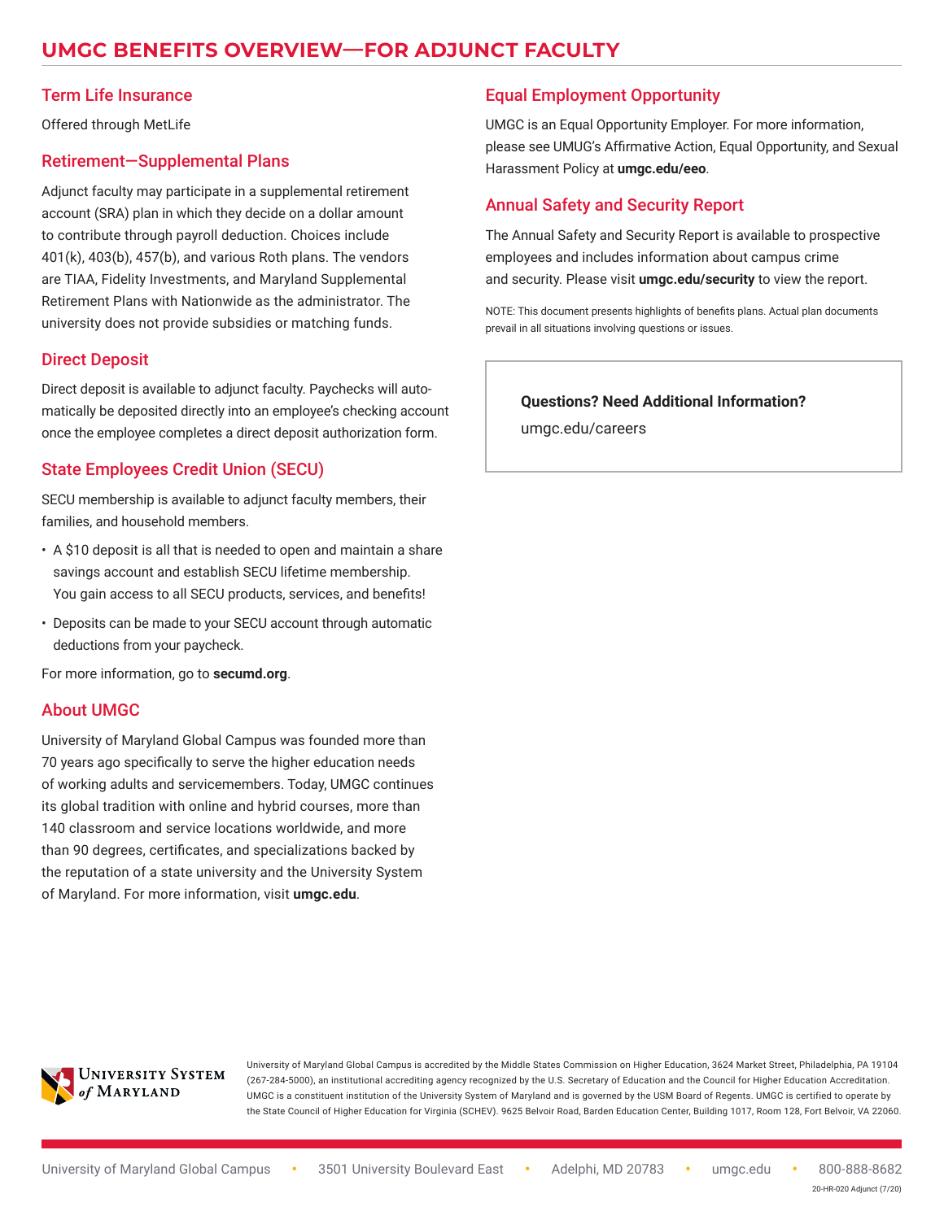# UMGC BENEFITS OVERVIEW—FOR ADJUNCT FACULTY

## Term Life Insurance

Offered through MetLife

## Retirement—Supplemental Plans

Adjunct faculty may participate in a supplemental retirement account (SRA) plan in which they decide on a dollar amount to contribute through payroll deduction. Choices include 401(k), 403(b), 457(b), and various Roth plans. The vendors are TIAA, Fidelity Investments, and Maryland Supplemental Retirement Plans with Nationwide as the administrator. The university does not provide subsidies or matching funds.

## Direct Deposit

Direct deposit is available to adjunct faculty. Paychecks will automatically be deposited directly into an employee's checking account once the employee completes a direct deposit authorization form.

## State Employees Credit Union (SECU)

SECU membership is available to adjunct faculty members, their families, and household members.

- A $10 deposit is all that is needed to open and maintain a share savings account and establish SECU lifetime membership. You gain access to all SECU products, services, and benefits!
- Deposits can be made to your SECU account through automatic deductions from your paycheck.

For more information, go to **secumd.org**.

## About UMGC

University of Maryland Global Campus was founded more than 70 years ago specifically to serve the higher education needs of working adults and servicemembers. Today, UMGC continues its global tradition with online and hybrid courses, more than 140 classroom and service locations worldwide, and more than 90 degrees, certificates, and specializations backed by the reputation of a state university and the University System of Maryland. For more information, visit **umgc.edu**.

## Equal Employment Opportunity

UMGC is an Equal Opportunity Employer. For more information, please see UMUG's Affirmative Action, Equal Opportunity, and Sexual Harassment Policy at **umgc.edu/eeo**.

## Annual Safety and Security Report

The Annual Safety and Security Report is available to prospective employees and includes information about campus crime and security. Please visit **umgc.edu/security** to view the report.

NOTE: This document presents highlights of benefits plans. Actual plan documents prevail in all situations involving questions or issues.

**Questions? Need Additional Information?**

umgc.edu/careers

University System of Maryland

University of Maryland Global Campus is accredited by the Middle States Commission on Higher Education, 3624 Market Street, Philadelphia, PA 19104 (267-284-5000), an institutional accrediting agency recognized by the U.S. Secretary of Education and the Council for Higher Education Accreditation. UMGC is a constituent institution of the University System of Maryland and is governed by the USM Board of Regents. UMGC is certified to operate by the State Council of Higher Education for Virginia (SCHEV). 9625 Belvoir Road, Barden Education Center, Building 1017, Room 128, Fort Belvoir, VA 22060.

University of Maryland Global Campus • 3501 University Boulevard East • Adelphi, MD 20783 • umgc.edu • 800-888-8682

20-HR-020 Adjunct (7/20)